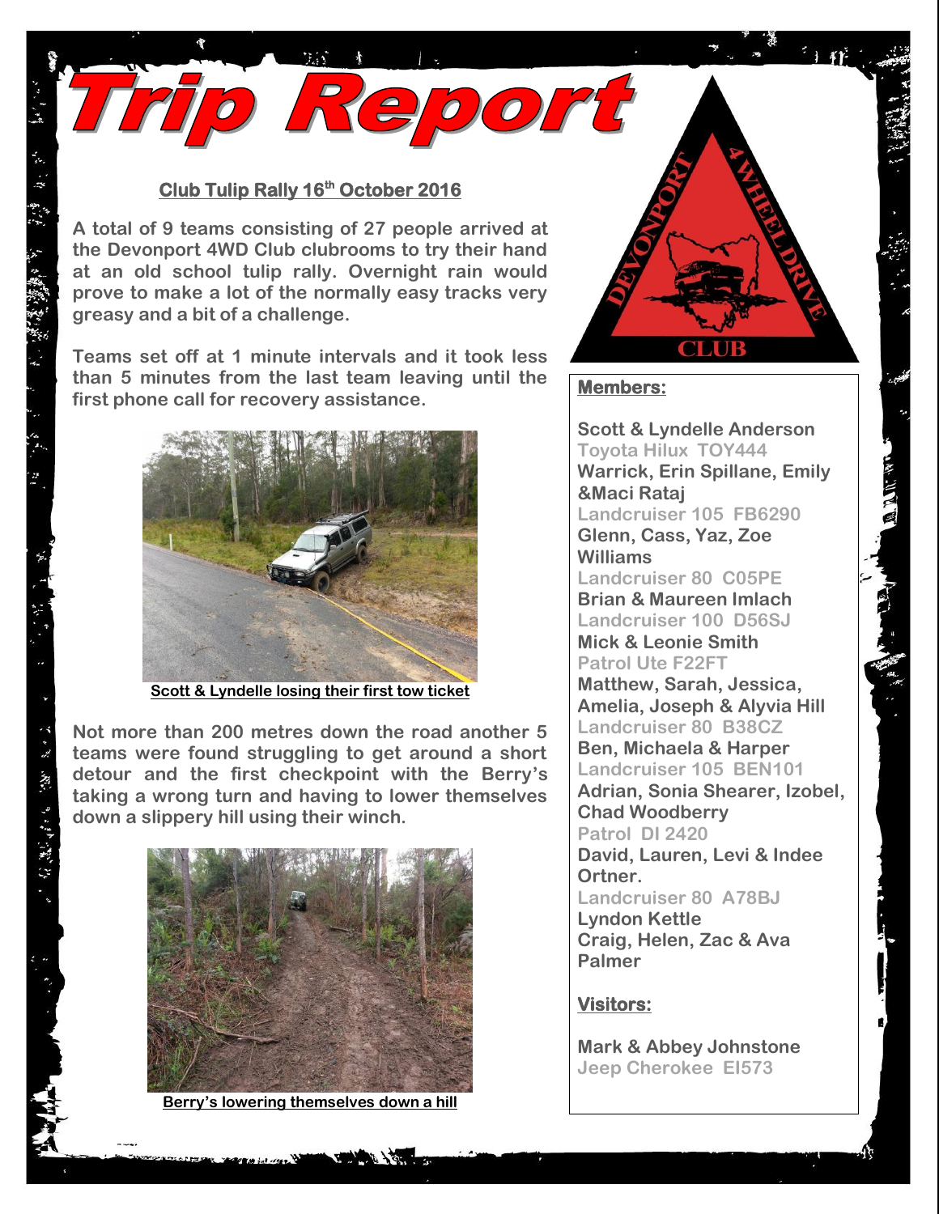# Trip Report

## Club Tulip Rally 16th October 2016

A total of 9 teams consisting of 27 people arrived at the Devonport 4WD Club clubrooms to try their hand at an old school tulip rally. Overnight rain would prove to make a lot of the normally easy tracks very greasy and a bit of a challenge.

Teams set off at 1 minute intervals and it took less than 5 minutes from the last team leaving until the first phone call for recovery assistance.

Scott & Lyndelle losing their first tow ticket

Not more than 200 metres down the road another 5 teams were found struggling to get around a short detour and the first checkpoint with the Berry's taking a wrong turn and having to lower themselves down a slippery hill using their winch.

Berry's lowering themselves down a hill

**Members:**

Scott & Lyndelle Anderson
Toyota Hilux TOY444
Warrick, Erin Spillane, Emily &Maci Rataj
Landcruiser 105 FB6290
Glenn, Cass, Yaz, Zoe Williams
Landcruiser 80 C05PE
Brian & Maureen Imlach
Landcruiser 100 D56SJ
Mick & Leonie Smith
Patrol Ute F22FT
Matthew, Sarah, Jessica, Amelia, Joseph & Alyvia Hill
Landcruiser 80 B38CZ
Ben, Michaela & Harper
Landcruiser 105 BEN101
Adrian, Sonia Shearer, Izobel, Chad Woodberry
Patrol DI 2420
David, Lauren, Levi & Indee Ortner.
Landcruiser 80 A78BJ
Lyndon Kettle
Craig, Helen, Zac & Ava Palmer

**Visitors:**

Mark & Abbey Johnstone
Jeep Cherokee EI573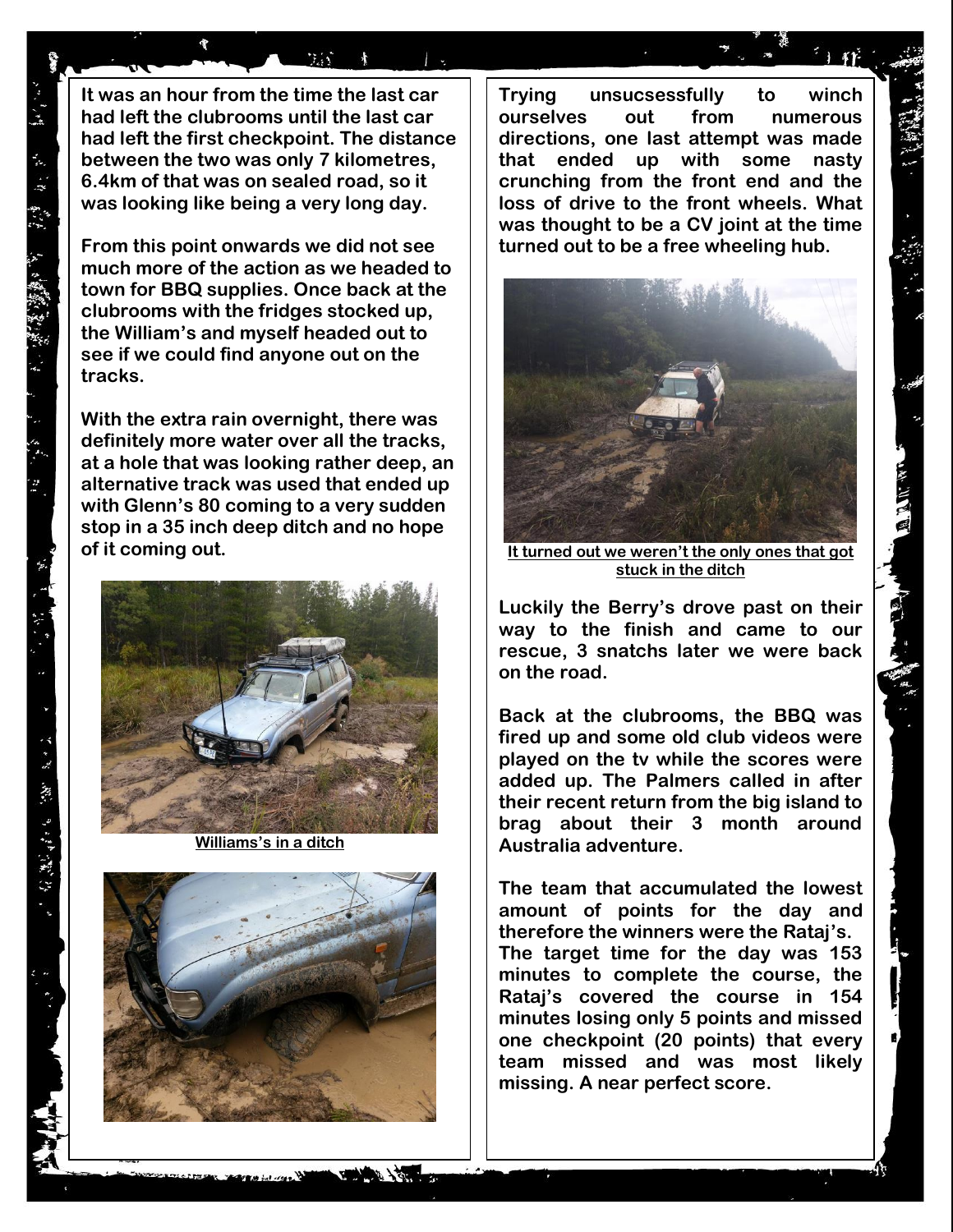**It was an hour from the time the last car had left the clubrooms until the last car had left the first checkpoint. The distance between the two was only 7 kilometres, 6.4km of that was on sealed road, so it was looking like being a very long day.**

**From this point onwards we did not see much more of the action as we headed to town for BBQ supplies. Once back at the clubrooms with the fridges stocked up, the William's and myself headed out to see if we could find anyone out on the tracks.**

**With the extra rain overnight, there was definitely more water over all the tracks, at a hole that was looking rather deep, an alternative track was used that ended up with Glenn's 80 coming to a very sudden stop in a 35 inch deep ditch and no hope of it coming out.**

**Williams's in a ditch**

**Trying unsucsessfully to winch ourselves out from numerous directions, one last attempt was made that ended up with some nasty crunching from the front end and the loss of drive to the front wheels. What was thought to be a CV joint at the time turned out to be a free wheeling hub.**

**It turned out we weren't the only ones that got stuck in the ditch**

**Luckily the Berry's drove past on their way to the finish and came to our rescue, 3 snatchs later we were back on the road.**

**Back at the clubrooms, the BBQ was fired up and some old club videos were played on the tv while the scores were added up. The Palmers called in after their recent return from the big island to brag about their 3 month around Australia adventure.**

**The team that accumulated the lowest amount of points for the day and therefore the winners were the Rataj's. The target time for the day was 153 minutes to complete the course, the Rataj's covered the course in 154 minutes losing only 5 points and missed one checkpoint (20 points) that every team missed and was most likely missing. A near perfect score.**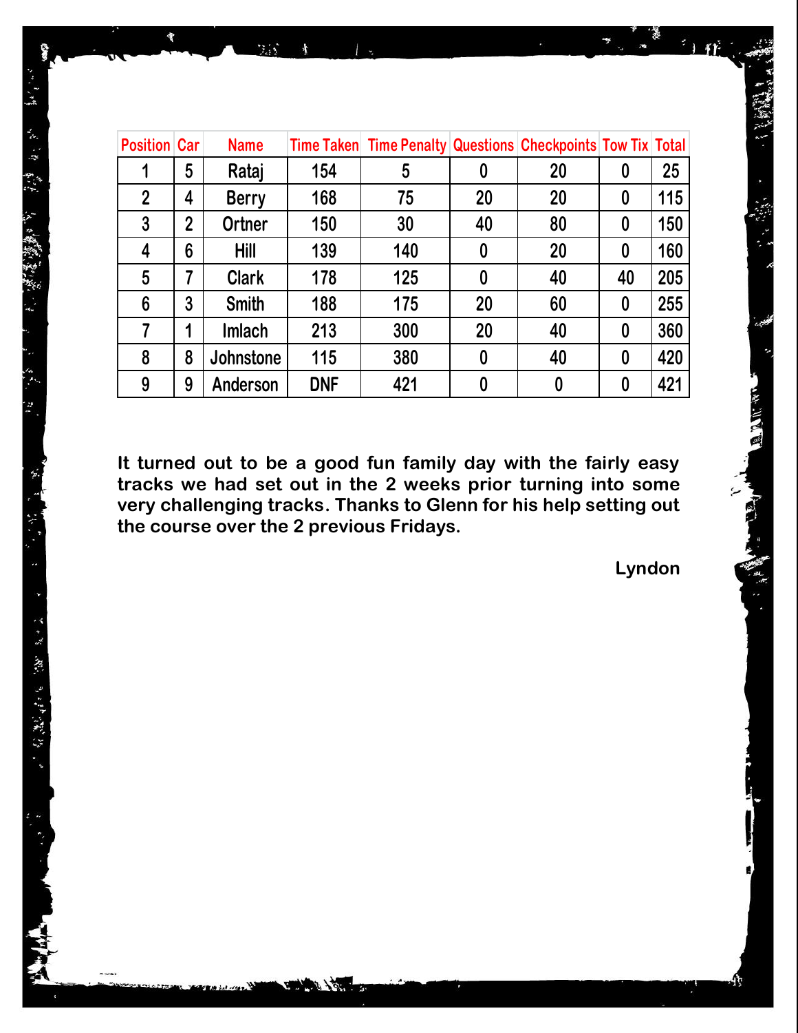| Position | Car | Name | Time Taken | Time Penalty | Questions | Checkpoints | Tow Tix | Total |
|---|---|---|---|---|---|---|---|---|
| 1 | 5 | Rataj | 154 | 5 | 0 | 20 | 0 | 25 |
| 2 | 4 | Berry | 168 | 75 | 20 | 20 | 0 | 115 |
| 3 | 2 | Ortner | 150 | 30 | 40 | 80 | 0 | 150 |
| 4 | 6 | Hill | 139 | 140 | 0 | 20 | 0 | 160 |
| 5 | 7 | Clark | 178 | 125 | 0 | 40 | 40 | 205 |
| 6 | 3 | Smith | 188 | 175 | 20 | 60 | 0 | 255 |
| 7 | 1 | Imlach | 213 | 300 | 20 | 40 | 0 | 360 |
| 8 | 8 | Johnstone | 115 | 380 | 0 | 40 | 0 | 420 |
| 9 | 9 | Anderson | DNF | 421 | 0 | 0 | 0 | 421 |

**It turned out to be a good fun family day with the fairly easy tracks we had set out in the 2 weeks prior turning into some very challenging tracks. Thanks to Glenn for his help setting out the course over the 2 previous Fridays.**

**Lyndon**